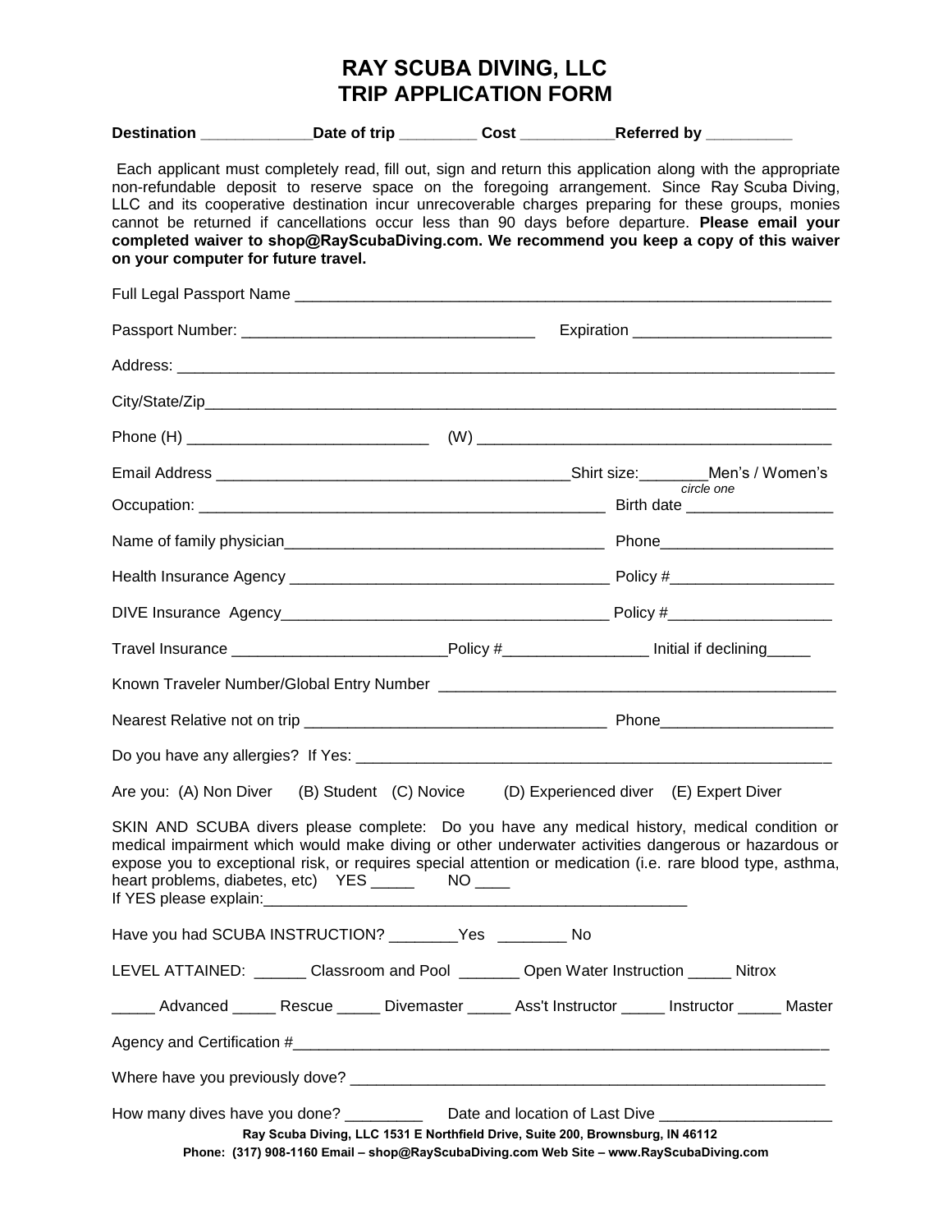# RAY SCUBA DIVING, LLC
# TRIP APPLICATION FORM

**Destination _____________Date of trip _________ Cost ___________Referred by __________**

Each applicant must completely read, fill out, sign and return this application along with the appropriate non-refundable deposit to reserve space on the foregoing arrangement. Since Ray Scuba Diving, LLC and its cooperative destination incur unrecoverable charges preparing for these groups, monies cannot be returned if cancellations occur less than 90 days before departure. **Please email your completed waiver to shop@RayScubaDiving.com. We recommend you keep a copy of this waiver on your computer for future travel.**

Full Legal Passport Name ___________________________________________________________________

Passport Number: ___________________________________ Expiration _______________________

Address: _______________________________________________________________________________

City/State/Zip___________________________________________________________________________

Phone (H) ____________________________ (W) __________________________________________

Email Address __________________________________________Shirt size:________Men's / Women's *circle one*

Occupation: _________________________________________________ Birth date _________________

Name of family physician______________________________________ Phone____________________

Health Insurance Agency ______________________________________ Policy #___________________

DIVE Insurance Agency________________________________________ Policy #___________________

Travel Insurance _________________________Policy #_________________ Initial if declining_____

Known Traveler Number/Global Entry Number ________________________________________________

Nearest Relative not on trip ___________________________________ Phone____________________

Do you have any allergies? If Yes: ___________________________________________________________

Are you: (A) Non Diver (B) Student (C) Novice (D) Experienced diver (E) Expert Diver

SKIN AND SCUBA divers please complete: Do you have any medical history, medical condition or medical impairment which would make diving or other underwater activities dangerous or hazardous or expose you to exceptional risk, or requires special attention or medication (i.e. rare blood type, asthma, heart problems, diabetes, etc) YES _____ NO ____
If YES please explain:___________________________________________________

Have you had SCUBA INSTRUCTION? ________Yes ________ No

LEVEL ATTAINED: ______ Classroom and Pool _______ Open Water Instruction _____ Nitrox

_____ Advanced _____ Rescue _____ Divemaster _____ Ass't Instructor _____ Instructor _____ Master

Agency and Certification #__________________________________________________________________

Where have you previously dove? _____________________________________________________

How many dives have you done? _________ Date and location of Last Dive ____________________

Ray Scuba Diving, LLC 1531 E Northfield Drive, Suite 200, Brownsburg, IN 46112
Phone: (317) 908-1160 Email – shop@RayScubaDiving.com Web Site – www.RayScubaDiving.com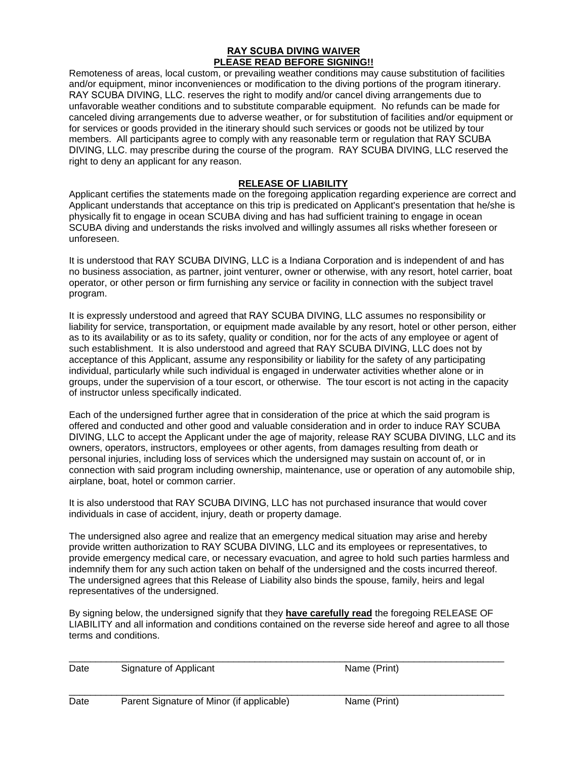**RAY SCUBA DIVING WAIVER**
**PLEASE READ BEFORE SIGNING!!**

Remoteness of areas, local custom, or prevailing weather conditions may cause substitution of facilities and/or equipment, minor inconveniences or modification to the diving portions of the program itinerary. RAY SCUBA DIVING, LLC. reserves the right to modify and/or cancel diving arrangements due to unfavorable weather conditions and to substitute comparable equipment. No refunds can be made for canceled diving arrangements due to adverse weather, or for substitution of facilities and/or equipment or for services or goods provided in the itinerary should such services or goods not be utilized by tour members. All participants agree to comply with any reasonable term or regulation that RAY SCUBA DIVING, LLC. may prescribe during the course of the program. RAY SCUBA DIVING, LLC reserved the right to deny an applicant for any reason.

**RELEASE OF LIABILITY**

Applicant certifies the statements made on the foregoing application regarding experience are correct and Applicant understands that acceptance on this trip is predicated on Applicant's presentation that he/she is physically fit to engage in ocean SCUBA diving and has had sufficient training to engage in ocean SCUBA diving and understands the risks involved and willingly assumes all risks whether foreseen or unforeseen.

It is understood that RAY SCUBA DIVING, LLC is a Indiana Corporation and is independent of and has no business association, as partner, joint venturer, owner or otherwise, with any resort, hotel carrier, boat operator, or other person or firm furnishing any service or facility in connection with the subject travel program.

It is expressly understood and agreed that RAY SCUBA DIVING, LLC assumes no responsibility or liability for service, transportation, or equipment made available by any resort, hotel or other person, either as to its availability or as to its safety, quality or condition, nor for the acts of any employee or agent of such establishment. It is also understood and agreed that RAY SCUBA DIVING, LLC does not by acceptance of this Applicant, assume any responsibility or liability for the safety of any participating individual, particularly while such individual is engaged in underwater activities whether alone or in groups, under the supervision of a tour escort, or otherwise. The tour escort is not acting in the capacity of instructor unless specifically indicated.

Each of the undersigned further agree that in consideration of the price at which the said program is offered and conducted and other good and valuable consideration and in order to induce RAY SCUBA DIVING, LLC to accept the Applicant under the age of majority, release RAY SCUBA DIVING, LLC and its owners, operators, instructors, employees or other agents, from damages resulting from death or personal injuries, including loss of services which the undersigned may sustain on account of, or in connection with said program including ownership, maintenance, use or operation of any automobile ship, airplane, boat, hotel or common carrier.

It is also understood that RAY SCUBA DIVING, LLC has not purchased insurance that would cover individuals in case of accident, injury, death or property damage.

The undersigned also agree and realize that an emergency medical situation may arise and hereby provide written authorization to RAY SCUBA DIVING, LLC and its employees or representatives, to provide emergency medical care, or necessary evacuation, and agree to hold such parties harmless and indemnify them for any such action taken on behalf of the undersigned and the costs incurred thereof. The undersigned agrees that this Release of Liability also binds the spouse, family, heirs and legal representatives of the undersigned.

By signing below, the undersigned signify that they **have carefully read** the foregoing RELEASE OF LIABILITY and all information and conditions contained on the reverse side hereof and agree to all those terms and conditions.

______________________________________________________________________________

Date    Signature of Applicant    Name (Print)

______________________________________________________________________________

Date    Parent Signature of Minor (if applicable)    Name (Print)